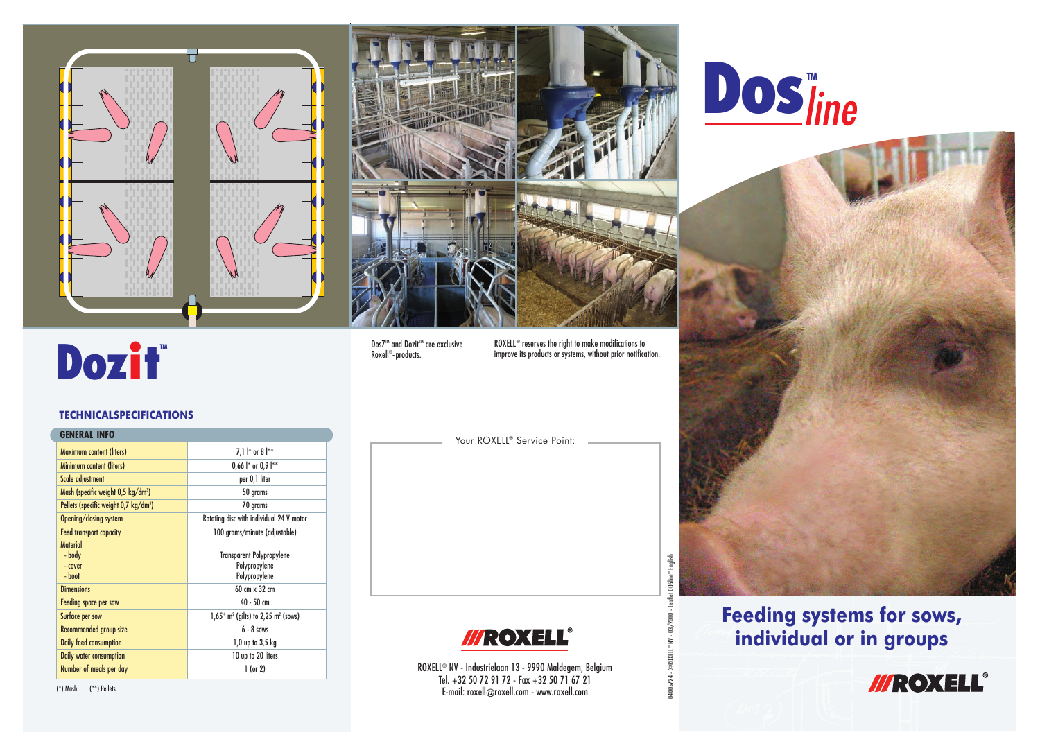# Dozit™

## TECHNICALSPECIFICATIONS

| GENERAL INFO | |
|---|---|
| Maximum content (liters) | 7,1 l* or 8 l** |
| Minimum content (liters) | 0,66 l* or 0,9 l** |
| Scale adjustment | per 0,1 liter |
| Mash (specific weight 0,5 kg/dm³) | 50 grams |
| Pellets (specific weight 0,7 kg/dm³) | 70 grams |
| Opening/closing system | Rotating disc with individual 24 V motor |
| Feed transport capacity | 100 grams/minute (adjustable) |
| Material<br>- body<br>- cover<br>- boot | Transparent Polypropylene<br>Polypropylene<br>Polypropylene |
| Dimensions | 60 cm x 32 cm |
| Feeding space per sow | 40 - 50 cm |
| Surface per sow | 1,65* m² (gilts) to 2,25 m² (sows) |
| Recommended group size | 6 - 8 sows |
| Daily feed consumption | 1,0 up to 3,5 kg |
| Daily water consumption | 10 up to 20 liters |
| Number of meals per day | 1 (or 2) |

(*) Mash (**) Pellets

Dos7™ and Dozit™ are exclusive Roxell®-products.

ROXELL® reserves the right to make modifications to improve its products or systems, without prior notification.

Your ROXELL® Service Point:

ROXELL

ROXELL® NV - Industrielaan 13 - 9990 Maldegem, Belgium
Tel. +32 50 72 91 72 - Fax +32 50 71 67 21
E-mail: roxell@roxell.com - www.roxell.com

04005724 - ©ROXELL® NV - 03/2010 - Leaflet DOSline® English

# Dos™ line

## Feeding systems for sows, individual or in groups

ROXELL®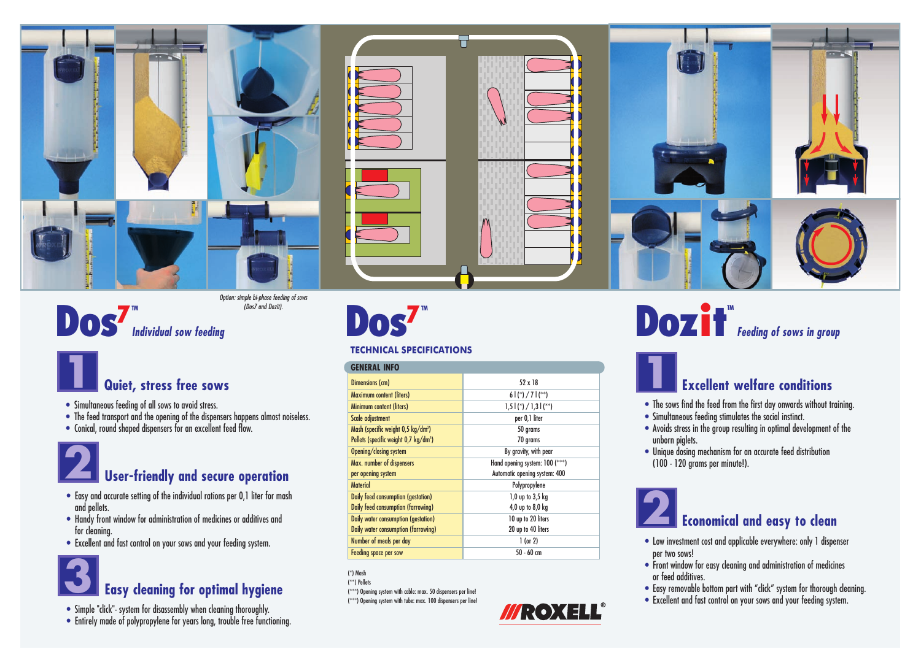*Option: simple bi-phase feeding of sows (Dos7 and Dozit).*

# Dos7™ *Individual sow feeding*

## 1 Quiet, stress free sows

- Simultaneous feeding of all sows to avoid stress.
- The feed transport and the opening of the dispensers happens almost noiseless.
- Conical, round shaped dispensers for an excellent feed flow.

## 2 User-friendly and secure operation

- Easy and accurate setting of the individual rations per 0,1 liter for mash and pellets.
- Handy front window for administration of medicines or additives and for cleaning.
- Excellent and fast control on your sows and your feeding system.

## 3 Easy cleaning for optimal hygiene

- Simple "click"- system for disassembly when cleaning thoroughly.
- Entirely made of polypropylene for years long, trouble free functioning.

# Dos7™

### TECHNICAL SPECIFICATIONS

| GENERAL INFO | |
|---|---|
| Dimensions (cm) | 52 x 18 |
| Maximum content (liters) | 6 l (*) / 7 l (**) |
| Minimum content (liters) | 1,5 l (*) / 1,3 l (**) |
| Scale adjustment | per 0,1 liter |
| Mash (specific weight 0,5 kg/dm³)<br>Pellets (specific weight 0,7 kg/dm³) | 50 grams<br>70 grams |
| Opening/closing system | By gravity, with pear |
| Max. number of dispensers per opening system | Hand opening system: 100 (***)<br>Automatic opening system: 400 |
| Material | Polypropylene |
| Daily feed consumption (gestation)<br>Daily feed consumption (farrowing) | 1,0 up to 3,5 kg<br>4,0 up to 8,0 kg |
| Daily water consumption (gestation)<br>Daily water consumption (farrowing) | 10 up to 20 liters<br>20 up to 40 liters |
| Number of meals per day | 1 (or 2) |
| Feeding space per sow | 50 - 60 cm |

(*) Mash
(**) Pellets
(***) Opening system with cable: max. 50 dispensers per line!
(***) Opening system with tube: max. 100 dispensers per line!

ROXELL®

# Dozit™ *Feeding of sows in group*

## 1 Excellent welfare conditions

- The sows find the feed from the first day onwards without training.
- Simultaneous feeding stimulates the social instinct.
- Avoids stress in the group resulting in optimal development of the unborn piglets.
- Unique dosing mechanism for an accurate feed distribution (100 - 120 grams per minute!).

## 2 Economical and easy to clean

- Low investment cost and applicable everywhere: only 1 dispenser per two sows!
- Front window for easy cleaning and administration of medicines or feed additives.
- Easy removable bottom part with "click" system for thorough cleaning.
- Excellent and fast control on your sows and your feeding system.